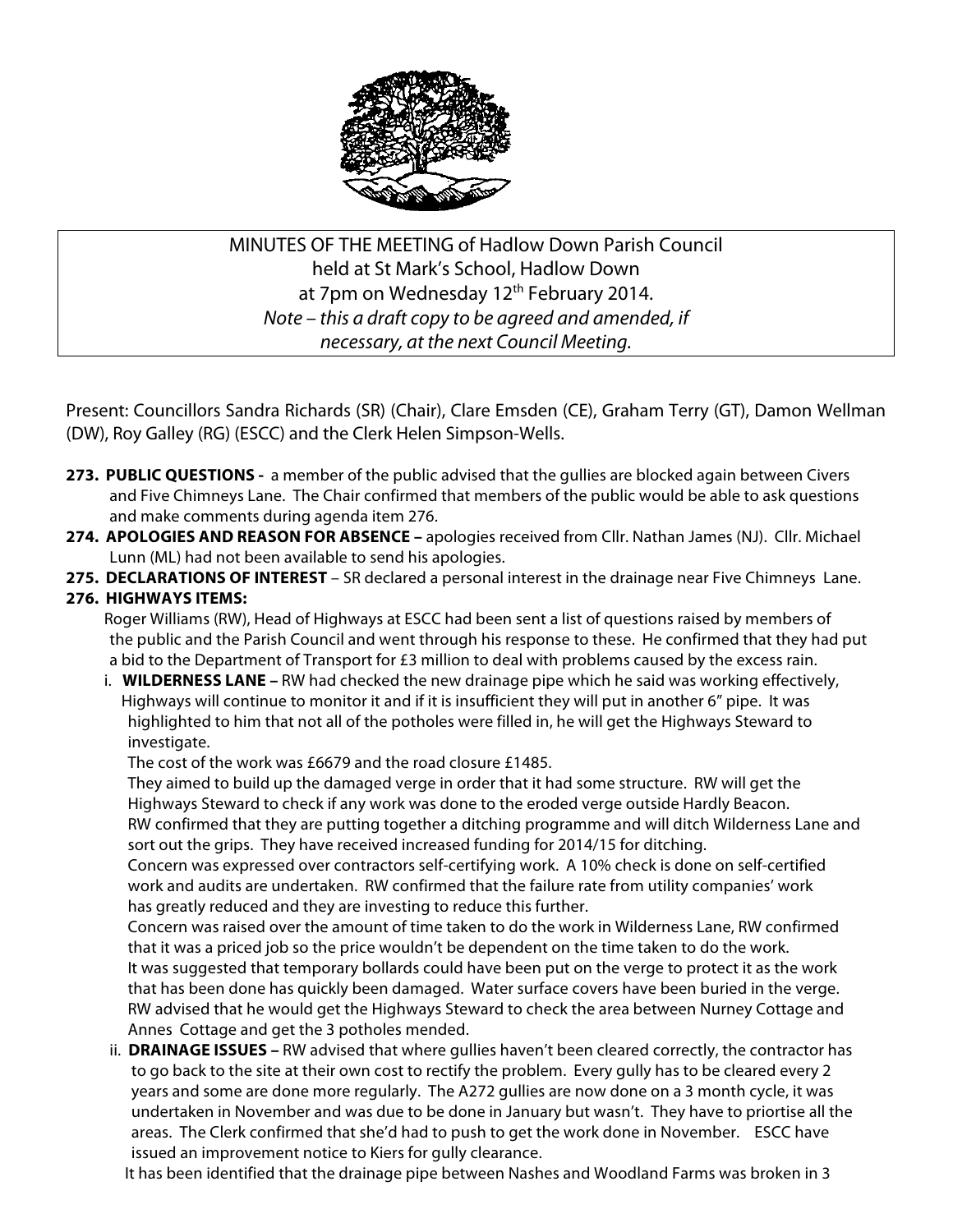MINUTES OF THE MEETING of Hadlow Down Parish Council
held at St Mark's School, Hadlow Down
at 7pm on Wednesday 12th February 2014.
*Note – this a draft copy to be agreed and amended, if necessary, at the next Council Meeting.*

Present: Councillors Sandra Richards (SR) (Chair), Clare Emsden (CE), Graham Terry (GT), Damon Wellman (DW), Roy Galley (RG) (ESCC) and the Clerk Helen Simpson-Wells.

**273. PUBLIC QUESTIONS -** a member of the public advised that the gullies are blocked again between Civers and Five Chimneys Lane. The Chair confirmed that members of the public would be able to ask questions and make comments during agenda item 276.

**274. APOLOGIES AND REASON FOR ABSENCE –** apologies received from Cllr. Nathan James (NJ). Cllr. Michael Lunn (ML) had not been available to send his apologies.

**275. DECLARATIONS OF INTEREST** – SR declared a personal interest in the drainage near Five Chimneys Lane.

**276. HIGHWAYS ITEMS:**

Roger Williams (RW), Head of Highways at ESCC had been sent a list of questions raised by members of the public and the Parish Council and went through his response to these. He confirmed that they had put a bid to the Department of Transport for £3 million to deal with problems caused by the excess rain.

i. **WILDERNESS LANE –** RW had checked the new drainage pipe which he said was working effectively, Highways will continue to monitor it and if it is insufficient they will put in another 6″ pipe. It was highlighted to him that not all of the potholes were filled in, he will get the Highways Steward to investigate.

The cost of the work was £6679 and the road closure £1485.

They aimed to build up the damaged verge in order that it had some structure. RW will get the Highways Steward to check if any work was done to the eroded verge outside Hardly Beacon.

RW confirmed that they are putting together a ditching programme and will ditch Wilderness Lane and sort out the grips. They have received increased funding for 2014/15 for ditching.

Concern was expressed over contractors self-certifying work. A 10% check is done on self-certified work and audits are undertaken. RW confirmed that the failure rate from utility companies' work has greatly reduced and they are investing to reduce this further.

Concern was raised over the amount of time taken to do the work in Wilderness Lane, RW confirmed that it was a priced job so the price wouldn't be dependent on the time taken to do the work.

It was suggested that temporary bollards could have been put on the verge to protect it as the work that has been done has quickly been damaged. Water surface covers have been buried in the verge.

RW advised that he would get the Highways Steward to check the area between Nurney Cottage and Annes Cottage and get the 3 potholes mended.

ii. **DRAINAGE ISSUES –** RW advised that where gullies haven't been cleared correctly, the contractor has to go back to the site at their own cost to rectify the problem. Every gully has to be cleared every 2 years and some are done more regularly. The A272 gullies are now done on a 3 month cycle, it was undertaken in November and was due to be done in January but wasn't. They have to priortise all the areas. The Clerk confirmed that she'd had to push to get the work done in November. ESCC have issued an improvement notice to Kiers for gully clearance.

It has been identified that the drainage pipe between Nashes and Woodland Farms was broken in 3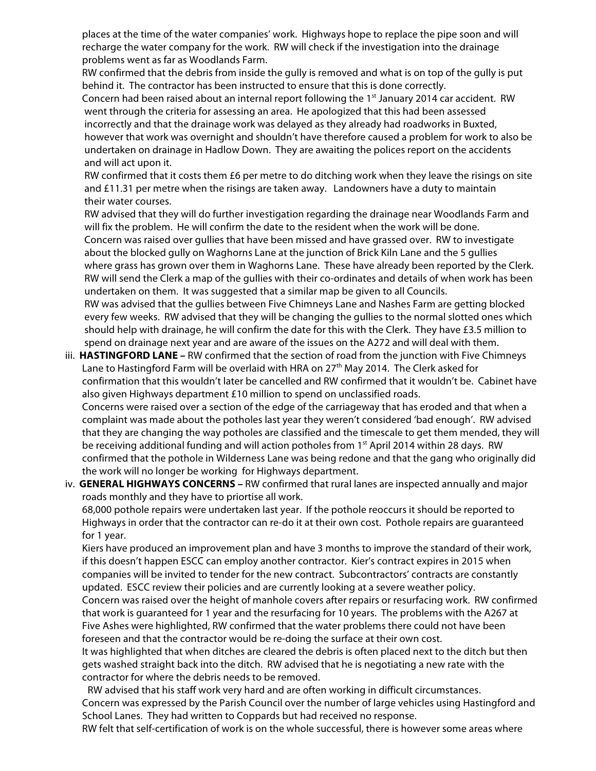places at the time of the water companies' work. Highways hope to replace the pipe soon and will recharge the water company for the work. RW will check if the investigation into the drainage problems went as far as Woodlands Farm.

RW confirmed that the debris from inside the gully is removed and what is on top of the gully is put behind it. The contractor has been instructed to ensure that this is done correctly.

Concern had been raised about an internal report following the 1st January 2014 car accident. RW went through the criteria for assessing an area. He apologized that this had been assessed incorrectly and that the drainage work was delayed as they already had roadworks in Buxted, however that work was overnight and shouldn't have therefore caused a problem for work to also be undertaken on drainage in Hadlow Down. They are awaiting the polices report on the accidents and will act upon it.

RW confirmed that it costs them £6 per metre to do ditching work when they leave the risings on site and £11.31 per metre when the risings are taken away. Landowners have a duty to maintain their water courses.

RW advised that they will do further investigation regarding the drainage near Woodlands Farm and will fix the problem. He will confirm the date to the resident when the work will be done.

Concern was raised over gullies that have been missed and have grassed over. RW to investigate about the blocked gully on Waghorns Lane at the junction of Brick Kiln Lane and the 5 gullies where grass has grown over them in Waghorns Lane. These have already been reported by the Clerk. RW will send the Clerk a map of the gullies with their co-ordinates and details of when work has been undertaken on them. It was suggested that a similar map be given to all Councils.

RW was advised that the gullies between Five Chimneys Lane and Nashes Farm are getting blocked every few weeks. RW advised that they will be changing the gullies to the normal slotted ones which should help with drainage, he will confirm the date for this with the Clerk. They have £3.5 million to spend on drainage next year and are aware of the issues on the A272 and will deal with them.

iii. **HASTINGFORD LANE –** RW confirmed that the section of road from the junction with Five Chimneys Lane to Hastingford Farm will be overlaid with HRA on 27th May 2014. The Clerk asked for confirmation that this wouldn't later be cancelled and RW confirmed that it wouldn't be. Cabinet have also given Highways department £10 million to spend on unclassified roads.

Concerns were raised over a section of the edge of the carriageway that has eroded and that when a complaint was made about the potholes last year they weren't considered 'bad enough'. RW advised that they are changing the way potholes are classified and the timescale to get them mended, they will be receiving additional funding and will action potholes from 1st April 2014 within 28 days. RW confirmed that the pothole in Wilderness Lane was being redone and that the gang who originally did the work will no longer be working for Highways department.

iv. **GENERAL HIGHWAYS CONCERNS –** RW confirmed that rural lanes are inspected annually and major roads monthly and they have to priortise all work.

68,000 pothole repairs were undertaken last year. If the pothole reoccurs it should be reported to Highways in order that the contractor can re-do it at their own cost. Pothole repairs are guaranteed for 1 year.

Kiers have produced an improvement plan and have 3 months to improve the standard of their work, if this doesn't happen ESCC can employ another contractor. Kier's contract expires in 2015 when companies will be invited to tender for the new contract. Subcontractors' contracts are constantly updated. ESCC review their policies and are currently looking at a severe weather policy.

Concern was raised over the height of manhole covers after repairs or resurfacing work. RW confirmed that work is guaranteed for 1 year and the resurfacing for 10 years. The problems with the A267 at Five Ashes were highlighted, RW confirmed that the water problems there could not have been foreseen and that the contractor would be re-doing the surface at their own cost.

It was highlighted that when ditches are cleared the debris is often placed next to the ditch but then gets washed straight back into the ditch. RW advised that he is negotiating a new rate with the contractor for where the debris needs to be removed.

RW advised that his staff work very hard and are often working in difficult circumstances.

Concern was expressed by the Parish Council over the number of large vehicles using Hastingford and School Lanes. They had written to Coppards but had received no response.

RW felt that self-certification of work is on the whole successful, there is however some areas where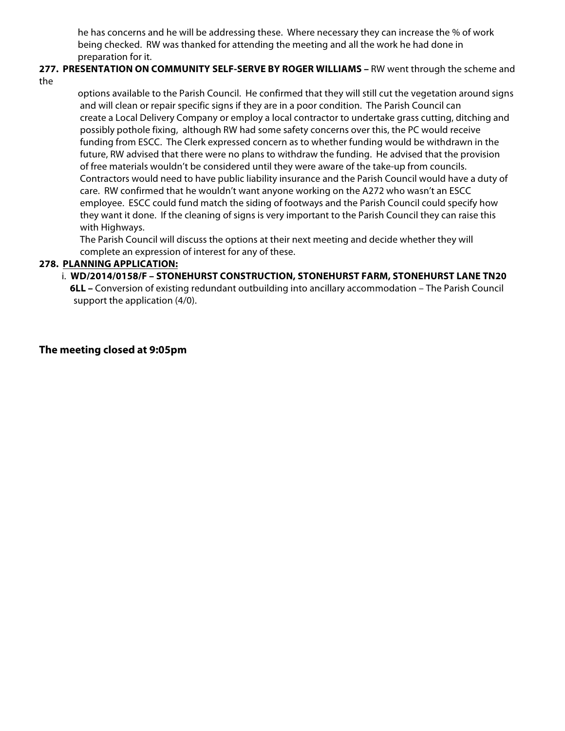he has concerns and he will be addressing these. Where necessary they can increase the % of work being checked. RW was thanked for attending the meeting and all the work he had done in preparation for it.

**277. PRESENTATION ON COMMUNITY SELF-SERVE BY ROGER WILLIAMS –** RW went through the scheme and the options available to the Parish Council. He confirmed that they will still cut the vegetation around signs and will clean or repair specific signs if they are in a poor condition. The Parish Council can create a Local Delivery Company or employ a local contractor to undertake grass cutting, ditching and possibly pothole fixing, although RW had some safety concerns over this, the PC would receive funding from ESCC. The Clerk expressed concern as to whether funding would be withdrawn in the future, RW advised that there were no plans to withdraw the funding. He advised that the provision of free materials wouldn't be considered until they were aware of the take-up from councils. Contractors would need to have public liability insurance and the Parish Council would have a duty of care. RW confirmed that he wouldn't want anyone working on the A272 who wasn't an ESCC employee. ESCC could fund match the siding of footways and the Parish Council could specify how they want it done. If the cleaning of signs is very important to the Parish Council they can raise this with Highways.

The Parish Council will discuss the options at their next meeting and decide whether they will complete an expression of interest for any of these.

**278. PLANNING APPLICATION:**

i. **WD/2014/0158/F – STONEHURST CONSTRUCTION, STONEHURST FARM, STONEHURST LANE TN20 6LL –** Conversion of existing redundant outbuilding into ancillary accommodation – The Parish Council support the application (4/0).

**The meeting closed at 9:05pm**